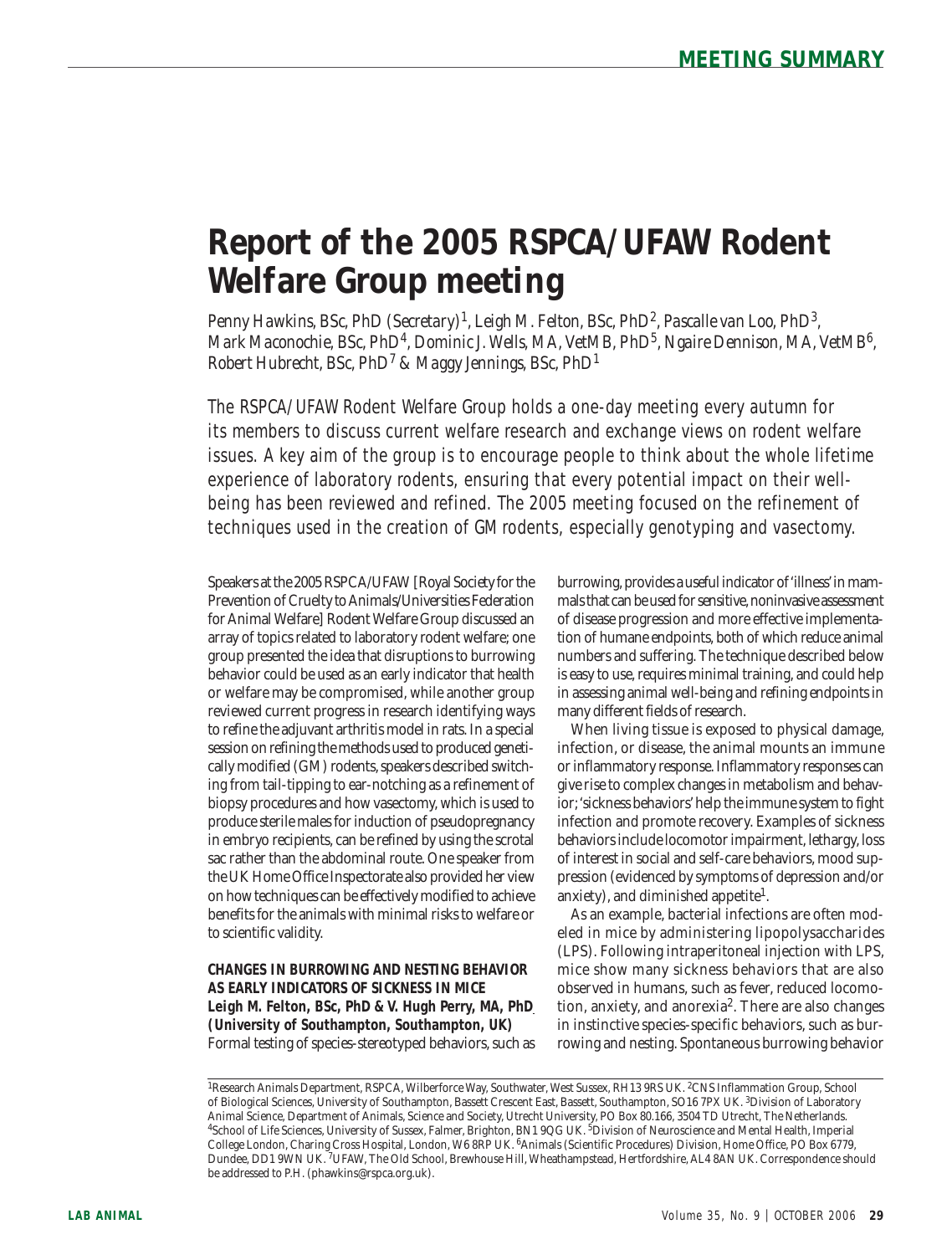MEETING SUMMARY

# Report of the 2005 RSPCA/UFAW Rodent Welfare Group meeting

Penny Hawkins, BSc, PhD (Secretary)[1], Leigh M. Felton, BSc, PhD[2], Pascalle van Loo, PhD[3], Mark Maconochie, BSc, PhD[4], Dominic J. Wells, MA, VetMB, PhD[5], Ngaire Dennison, MA, VetMB[6], Robert Hubrecht, BSc, PhD[7] & Maggy Jennings, BSc, PhD[1]

*The RSPCA/UFAW Rodent Welfare Group holds a one-day meeting every autumn for its members to discuss current welfare research and exchange views on rodent welfare issues. A key aim of the group is to encourage people to think about the whole lifetime experience of laboratory rodents, ensuring that every potential impact on their well-being has been reviewed and refined. The 2005 meeting focused on the refinement of techniques used in the creation of GM rodents, especially genotyping and vasectomy.*

Speakers at the 2005 RSPCA/UFAW [Royal Society for the Prevention of Cruelty to Animals/Universities Federation for Animal Welfare] Rodent Welfare Group discussed an array of topics related to laboratory rodent welfare; one group presented the idea that disruptions to burrowing behavior could be used as an early indicator that health or welfare may be compromised, while another group reviewed current progress in research identifying ways to refine the adjuvant arthritis model in rats. In a special session on refining the methods used to produced genetically modified (GM) rodents, speakers described switching from tail-tipping to ear-notching as a refinement of biopsy procedures and how vasectomy, which is used to produce sterile males for induction of pseudopregnancy in embryo recipients, can be refined by using the scrotal sac rather than the abdominal route. One speaker from the UK Home Office Inspectorate also provided her view on how techniques can be effectively modified to achieve benefits for the animals with minimal risks to welfare or to scientific validity.

## CHANGES IN BURROWING AND NESTING BEHAVIOR AS EARLY INDICATORS OF SICKNESS IN MICE

**Leigh M. Felton, BSc, PhD & V. Hugh Perry, MA, PhD (University of Southampton, Southampton, UK)**

Formal testing of species-stereotyped behaviors, such as burrowing, provides a useful indicator of 'illness' in mammals that can be used for sensitive, noninvasive assessment of disease progression and more effective implementation of humane endpoints, both of which reduce animal numbers and suffering. The technique described below is easy to use, requires minimal training, and could help in assessing animal well-being and refining endpoints in many different fields of research.

When living tissue is exposed to physical damage, infection, or disease, the animal mounts an immune or inflammatory response. Inflammatory responses can give rise to complex changes in metabolism and behavior; 'sickness behaviors' help the immune system to fight infection and promote recovery. Examples of sickness behaviors include locomotor impairment, lethargy, loss of interest in social and self-care behaviors, mood suppression (evidenced by symptoms of depression and/or anxiety), and diminished appetite[1].

As an example, bacterial infections are often modeled in mice by administering lipopolysaccharides (LPS). Following intraperitoneal injection with LPS, mice show many sickness behaviors that are also observed in humans, such as fever, reduced locomotion, anxiety, and anorexia[2]. There are also changes in instinctive species-specific behaviors, such as burrowing and nesting. Spontaneous burrowing behavior

---

[1]Research Animals Department, RSPCA, Wilberforce Way, Southwater, West Sussex, RH13 9RS UK. [2]CNS Inflammation Group, School of Biological Sciences, University of Southampton, Bassett Crescent East, Bassett, Southampton, SO16 7PX UK. [3]Division of Laboratory Animal Science, Department of Animals, Science and Society, Utrecht University, PO Box 80.166, 3504 TD Utrecht, The Netherlands. [4]School of Life Sciences, University of Sussex, Falmer, Brighton, BN1 9QG UK. [5]Division of Neuroscience and Mental Health, Imperial College London, Charing Cross Hospital, London, W6 8RP UK. [6]Animals (Scientific Procedures) Division, Home Office, PO Box 6779, Dundee, DD1 9WN UK. [7]UFAW, The Old School, Brewhouse Hill, Wheathampstead, Hertfordshire, AL4 8AN UK. Correspondence should be addressed to P.H. (phawkins@rspca.org.uk).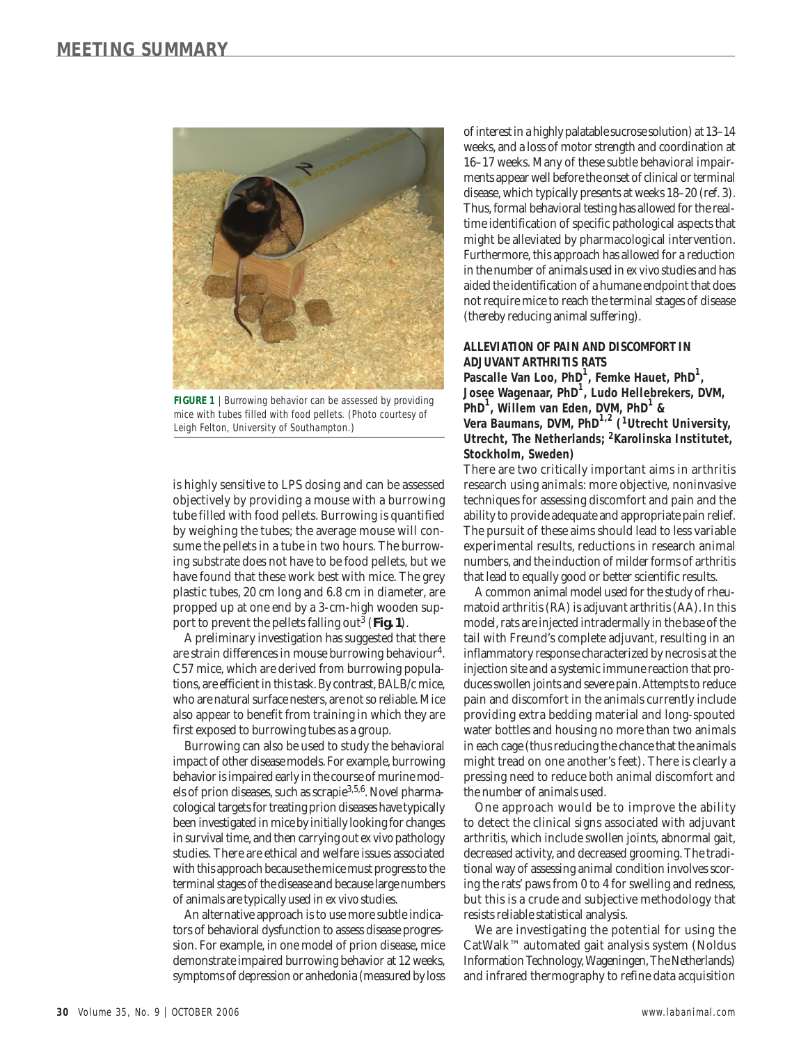**FIGURE 1** | Burrowing behavior can be assessed by providing mice with tubes filled with food pellets. (Photo courtesy of Leigh Felton, University of Southampton.)

is highly sensitive to LPS dosing and can be assessed objectively by providing a mouse with a burrowing tube filled with food pellets. Burrowing is quantified by weighing the tubes; the average mouse will consume the pellets in a tube in two hours. The burrowing substrate does not have to be food pellets, but we have found that these work best with mice. The grey plastic tubes, 20 cm long and 6.8 cm in diameter, are propped up at one end by a 3-cm-high wooden support to prevent the pellets falling out[3] (**Fig. 1**).

A preliminary investigation has suggested that there are strain differences in mouse burrowing behaviour[4]. C57 mice, which are derived from burrowing populations, are efficient in this task. By contrast, BALB/c mice, who are natural surface nesters, are not so reliable. Mice also appear to benefit from training in which they are first exposed to burrowing tubes as a group.

Burrowing can also be used to study the behavioral impact of other disease models. For example, burrowing behavior is impaired early in the course of murine models of prion diseases, such as scrapie[3,5,6]. Novel pharmacological targets for treating prion diseases have typically been investigated in mice by initially looking for changes in survival time, and then carrying out ex vivo pathology studies. There are ethical and welfare issues associated with this approach because the mice must progress to the terminal stages of the disease and because large numbers of animals are typically used in ex vivo studies.

An alternative approach is to use more subtle indicators of behavioral dysfunction to assess disease progression. For example, in one model of prion disease, mice demonstrate impaired burrowing behavior at 12 weeks, symptoms of depression or anhedonia (measured by loss of interest in a highly palatable sucrose solution) at 13–14 weeks, and a loss of motor strength and coordination at 16–17 weeks. Many of these subtle behavioral impairments appear well before the onset of clinical or terminal disease, which typically presents at weeks 18–20 (ref. 3). Thus, formal behavioral testing has allowed for the real-time identification of specific pathological aspects that might be alleviated by pharmacological intervention. Furthermore, this approach has allowed for a reduction in the number of animals used in ex vivo studies and has aided the identification of a humane endpoint that does not require mice to reach the terminal stages of disease (thereby reducing animal suffering).

### ALLEVIATION OF PAIN AND DISCOMFORT IN ADJUVANT ARTHRITIS RATS

**Pascalle Van Loo, PhD[1], Femke Hauet, PhD[1], Josee Wagenaar, PhD[1], Ludo Hellebrekers, DVM, PhD[1], Willem van Eden, DVM, PhD[1] & Vera Baumans, DVM, PhD[1,2] ([1]Utrecht University, Utrecht, The Netherlands; [2]Karolinska Institutet, Stockholm, Sweden)**

There are two critically important aims in arthritis research using animals: more objective, noninvasive techniques for assessing discomfort and pain and the ability to provide adequate and appropriate pain relief. The pursuit of these aims should lead to less variable experimental results, reductions in research animal numbers, and the induction of milder forms of arthritis that lead to equally good or better scientific results.

A common animal model used for the study of rheumatoid arthritis (RA) is adjuvant arthritis (AA). In this model, rats are injected intradermally in the base of the tail with Freund's complete adjuvant, resulting in an inflammatory response characterized by necrosis at the injection site and a systemic immune reaction that produces swollen joints and severe pain. Attempts to reduce pain and discomfort in the animals currently include providing extra bedding material and long-spouted water bottles and housing no more than two animals in each cage (thus reducing the chance that the animals might tread on one another's feet). There is clearly a pressing need to reduce both animal discomfort and the number of animals used.

One approach would be to improve the ability to detect the clinical signs associated with adjuvant arthritis, which include swollen joints, abnormal gait, decreased activity, and decreased grooming. The traditional way of assessing animal condition involves scoring the rats' paws from 0 to 4 for swelling and redness, but this is a crude and subjective methodology that resists reliable statistical analysis.

We are investigating the potential for using the CatWalk™ automated gait analysis system (Noldus Information Technology, Wageningen, The Netherlands) and infrared thermography to refine data acquisition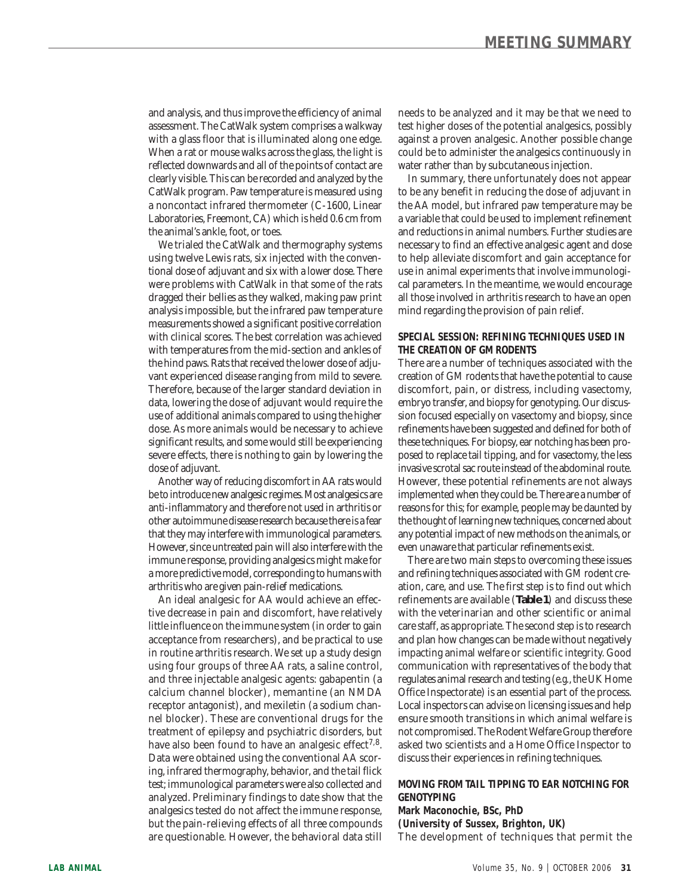and analysis, and thus improve the efficiency of animal assessment. The CatWalk system comprises a walkway with a glass floor that is illuminated along one edge. When a rat or mouse walks across the glass, the light is reflected downwards and all of the points of contact are clearly visible. This can be recorded and analyzed by the CatWalk program. Paw temperature is measured using a noncontact infrared thermometer (C-1600, Linear Laboratories, Freemont, CA) which is held 0.6 cm from the animal's ankle, foot, or toes.

We trialed the CatWalk and thermography systems using twelve Lewis rats, six injected with the conventional dose of adjuvant and six with a lower dose. There were problems with CatWalk in that some of the rats dragged their bellies as they walked, making paw print analysis impossible, but the infrared paw temperature measurements showed a significant positive correlation with clinical scores. The best correlation was achieved with temperatures from the mid-section and ankles of the hind paws. Rats that received the lower dose of adjuvant experienced disease ranging from mild to severe. Therefore, because of the larger standard deviation in data, lowering the dose of adjuvant would require the use of additional animals compared to using the higher dose. As more animals would be necessary to achieve significant results, and some would still be experiencing severe effects, there is nothing to gain by lowering the dose of adjuvant.

Another way of reducing discomfort in AA rats would be to introduce new analgesic regimes. Most analgesics are anti-inflammatory and therefore not used in arthritis or other autoimmune disease research because there is a fear that they may interfere with immunological parameters. However, since untreated pain will also interfere with the immune response, providing analgesics might make for a more predictive model, corresponding to humans with arthritis who are given pain-relief medications.

An ideal analgesic for AA would achieve an effective decrease in pain and discomfort, have relatively little influence on the immune system (in order to gain acceptance from researchers), and be practical to use in routine arthritis research. We set up a study design using four groups of three AA rats, a saline control, and three injectable analgesic agents: gabapentin (a calcium channel blocker), memantine (an NMDA receptor antagonist), and mexiletin (a sodium channel blocker). These are conventional drugs for the treatment of epilepsy and psychiatric disorders, but have also been found to have an analgesic effect[7,8]. Data were obtained using the conventional AA scoring, infrared thermography, behavior, and the tail flick test; immunological parameters were also collected and analyzed. Preliminary findings to date show that the analgesics tested do not affect the immune response, but the pain-relieving effects of all three compounds are questionable. However, the behavioral data still needs to be analyzed and it may be that we need to test higher doses of the potential analgesics, possibly against a proven analgesic. Another possible change could be to administer the analgesics continuously in water rather than by subcutaneous injection.

In summary, there unfortunately does not appear to be any benefit in reducing the dose of adjuvant in the AA model, but infrared paw temperature may be a variable that could be used to implement refinement and reductions in animal numbers. Further studies are necessary to find an effective analgesic agent and dose to help alleviate discomfort and gain acceptance for use in animal experiments that involve immunological parameters. In the meantime, we would encourage all those involved in arthritis research to have an open mind regarding the provision of pain relief.

## SPECIAL SESSION: REFINING TECHNIQUES USED IN THE CREATION OF GM RODENTS

There are a number of techniques associated with the creation of GM rodents that have the potential to cause discomfort, pain, or distress, including vasectomy, embryo transfer, and biopsy for genotyping. Our discussion focused especially on vasectomy and biopsy, since refinements have been suggested and defined for both of these techniques. For biopsy, ear notching has been proposed to replace tail tipping, and for vasectomy, the less invasive scrotal sac route instead of the abdominal route. However, these potential refinements are not always implemented when they could be. There are a number of reasons for this; for example, people may be daunted by the thought of learning new techniques, concerned about any potential impact of new methods on the animals, or even unaware that particular refinements exist.

There are two main steps to overcoming these issues and refining techniques associated with GM rodent creation, care, and use. The first step is to find out which refinements are available (**Table 1**) and discuss these with the veterinarian and other scientific or animal care staff, as appropriate. The second step is to research and plan how changes can be made without negatively impacting animal welfare or scientific integrity. Good communication with representatives of the body that regulates animal research and testing (e.g., the UK Home Office Inspectorate) is an essential part of the process. Local inspectors can advise on licensing issues and help ensure smooth transitions in which animal welfare is not compromised. The Rodent Welfare Group therefore asked two scientists and a Home Office Inspector to discuss their experiences in refining techniques.

### MOVING FROM TAIL TIPPING TO EAR NOTCHING FOR GENOTYPING

**Mark Maconochie, BSc, PhD**
**(University of Sussex, Brighton, UK)**

The development of techniques that permit the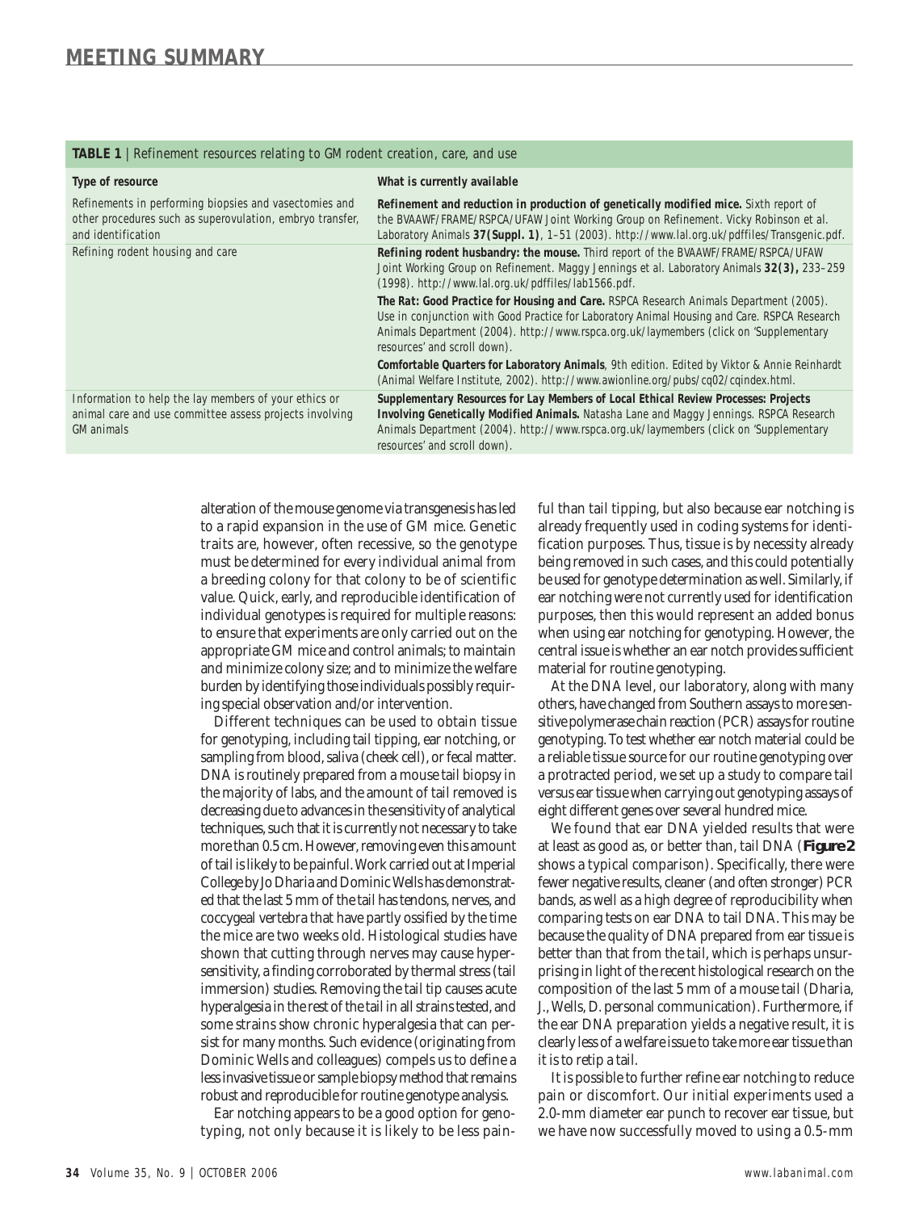**TABLE 1** | Refinement resources relating to GM rodent creation, care, and use

| Type of resource | What is currently available |
|---|---|
| Refinements in performing biopsies and vasectomies and other procedures such as superovulation, embryo transfer, and identification | **Refinement and reduction in production of genetically modified mice.** Sixth report of the BVAAWF/FRAME/RSPCA/UFAW Joint Working Group on Refinement. Vicky Robinson et al. Laboratory Animals **37(Suppl. 1)**, 1–51 (2003). http://www.lal.org.uk/pdffiles/Transgenic.pdf. |
| Refining rodent housing and care | **Refining rodent husbandry: the mouse.** Third report of the BVAAWF/FRAME/RSPCA/UFAW Joint Working Group on Refinement. Maggy Jennings et al. Laboratory Animals **32(3),** 233–259 (1998). http://www.lal.org.uk/pdffiles/lab1566.pdf. |
| | ***The Rat: Good Practice for Housing and Care.*** RSPCA Research Animals Department (2005). Use in conjunction with *Good Practice for Laboratory Animal Housing and Care*. RSPCA Research Animals Department (2004). http://www.rspca.org.uk/laymembers (click on 'Supplementary resources' and scroll down). |
| | ***Comfortable Quarters for Laboratory Animals***, 9th edition. Edited by Viktor & Annie Reinhardt (Animal Welfare Institute, 2002). http://www.awionline.org/pubs/cq02/cqindex.html. |
| Information to help the lay members of your ethics or animal care and use committee assess projects involving GM animals | **Supplementary Resources for Lay Members of Local Ethical Review Processes: Projects Involving Genetically Modified Animals.** Natasha Lane and Maggy Jennings. RSPCA Research Animals Department (2004). http://www.rspca.org.uk/laymembers (click on 'Supplementary resources' and scroll down). |

alteration of the mouse genome via transgenesis has led to a rapid expansion in the use of GM mice. Genetic traits are, however, often recessive, so the genotype must be determined for every individual animal from a breeding colony for that colony to be of scientific value. Quick, early, and reproducible identification of individual genotypes is required for multiple reasons: to ensure that experiments are only carried out on the appropriate GM mice and control animals; to maintain and minimize colony size; and to minimize the welfare burden by identifying those individuals possibly requiring special observation and/or intervention.

Different techniques can be used to obtain tissue for genotyping, including tail tipping, ear notching, or sampling from blood, saliva (cheek cell), or fecal matter. DNA is routinely prepared from a mouse tail biopsy in the majority of labs, and the amount of tail removed is decreasing due to advances in the sensitivity of analytical techniques, such that it is currently not necessary to take more than 0.5 cm. However, removing even this amount of tail is likely to be painful. Work carried out at Imperial College by Jo Dharia and Dominic Wells has demonstrated that the last 5 mm of the tail has tendons, nerves, and coccygeal vertebra that have partly ossified by the time the mice are two weeks old. Histological studies have shown that cutting through nerves may cause hypersensitivity, a finding corroborated by thermal stress (tail immersion) studies. Removing the tail tip causes acute hyperalgesia in the rest of the tail in all strains tested, and some strains show chronic hyperalgesia that can persist for many months. Such evidence (originating from Dominic Wells and colleagues) compels us to define a less invasive tissue or sample biopsy method that remains robust and reproducible for routine genotype analysis.

Ear notching appears to be a good option for genotyping, not only because it is likely to be less painful than tail tipping, but also because ear notching is already frequently used in coding systems for identification purposes. Thus, tissue is by necessity already being removed in such cases, and this could potentially be used for genotype determination as well. Similarly, if ear notching were not currently used for identification purposes, then this would represent an added bonus when using ear notching for genotyping. However, the central issue is whether an ear notch provides sufficient material for routine genotyping.

At the DNA level, our laboratory, along with many others, have changed from Southern assays to more sensitive polymerase chain reaction (PCR) assays for routine genotyping. To test whether ear notch material could be a reliable tissue source for our routine genotyping over a protracted period, we set up a study to compare tail versus ear tissue when carrying out genotyping assays of eight different genes over several hundred mice.

We found that ear DNA yielded results that were at least as good as, or better than, tail DNA (**Figure 2** shows a typical comparison). Specifically, there were fewer negative results, cleaner (and often stronger) PCR bands, as well as a high degree of reproducibility when comparing tests on ear DNA to tail DNA. This may be because the quality of DNA prepared from ear tissue is better than that from the tail, which is perhaps unsurprising in light of the recent histological research on the composition of the last 5 mm of a mouse tail (Dharia, J., Wells, D. personal communication). Furthermore, if the ear DNA preparation yields a negative result, it is clearly less of a welfare issue to take more ear tissue than it is to retip a tail.

It is possible to further refine ear notching to reduce pain or discomfort. Our initial experiments used a 2.0-mm diameter ear punch to recover ear tissue, but we have now successfully moved to using a 0.5-mm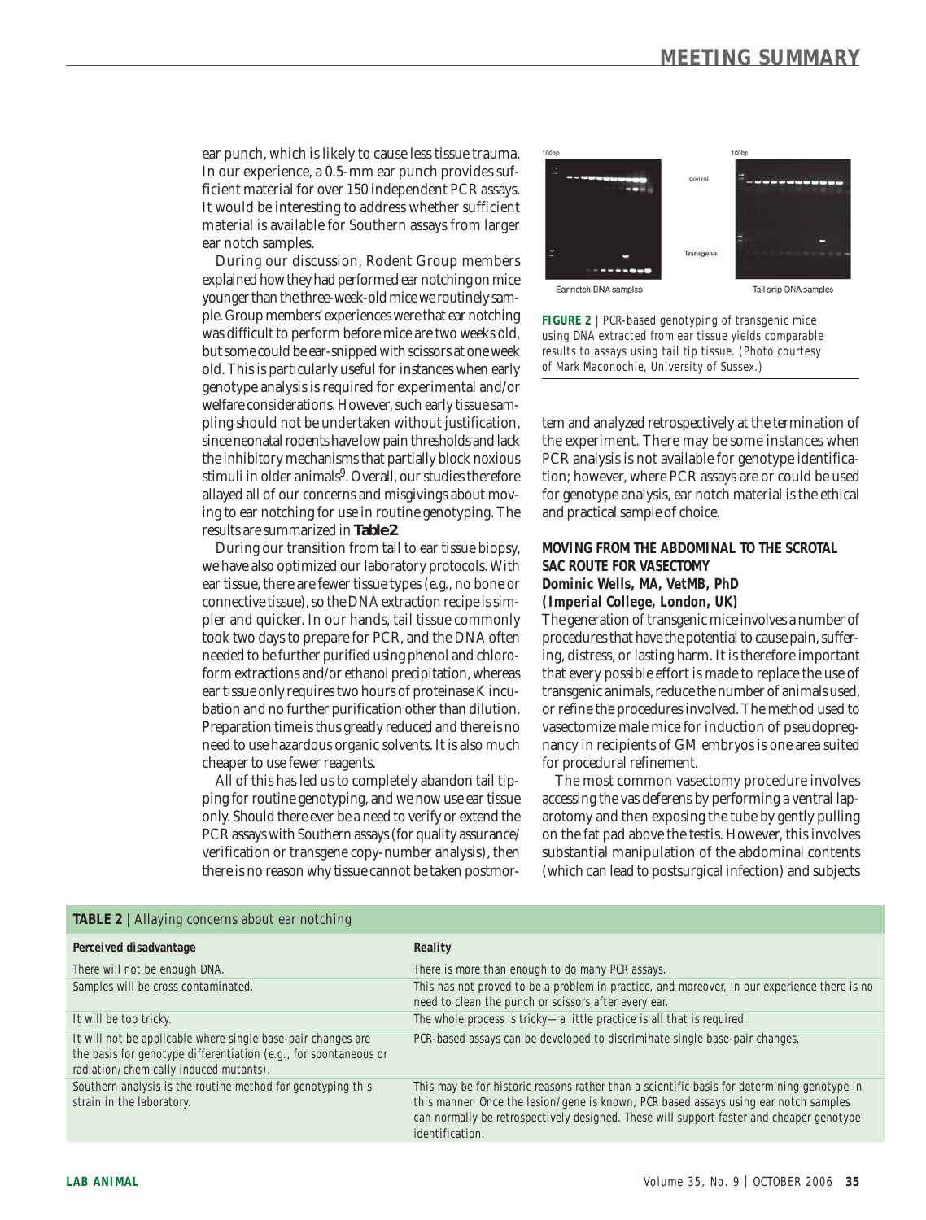ear punch, which is likely to cause less tissue trauma. In our experience, a 0.5-mm ear punch provides sufficient material for over 150 independent PCR assays. It would be interesting to address whether sufficient material is available for Southern assays from larger ear notch samples.

During our discussion, Rodent Group members explained how they had performed ear notching on mice younger than the three-week-old mice we routinely sample. Group members' experiences were that ear notching was difficult to perform before mice are two weeks old, but some could be ear-snipped with scissors at one week old. This is particularly useful for instances when early genotype analysis is required for experimental and/or welfare considerations. However, such early tissue sampling should not be undertaken without justification, since neonatal rodents have low pain thresholds and lack the inhibitory mechanisms that partially block noxious stimuli in older animals[9]. Overall, our studies therefore allayed all of our concerns and misgivings about moving to ear notching for use in routine genotyping. The results are summarized in **Table 2**.

During our transition from tail to ear tissue biopsy, we have also optimized our laboratory protocols. With ear tissue, there are fewer tissue types (e.g., no bone or connective tissue), so the DNA extraction recipe is simpler and quicker. In our hands, tail tissue commonly took two days to prepare for PCR, and the DNA often needed to be further purified using phenol and chloroform extractions and/or ethanol precipitation, whereas ear tissue only requires two hours of proteinase K incubation and no further purification other than dilution. Preparation time is thus greatly reduced and there is no need to use hazardous organic solvents. It is also much cheaper to use fewer reagents.

All of this has led us to completely abandon tail tipping for routine genotyping, and we now use ear tissue only. Should there ever be a need to verify or extend the PCR assays with Southern assays (for quality assurance/verification or transgene copy-number analysis), then there is no reason why tissue cannot be taken postmortem and analyzed retrospectively at the termination of the experiment. There may be some instances when PCR analysis is not available for genotype identification; however, where PCR assays are or could be used for genotype analysis, ear notch material is the ethical and practical sample of choice.

**FIGURE 2** | PCR-based genotyping of transgenic mice using DNA extracted from ear tissue yields comparable results to assays using tail tip tissue. (Photo courtesy of Mark Maconochie, University of Sussex.)

### MOVING FROM THE ABDOMINAL TO THE SCROTAL SAC ROUTE FOR VASECTOMY

**Dominic Wells, MA, VetMB, PhD (Imperial College, London, UK)**

The generation of transgenic mice involves a number of procedures that have the potential to cause pain, suffering, distress, or lasting harm. It is therefore important that every possible effort is made to replace the use of transgenic animals, reduce the number of animals used, or refine the procedures involved. The method used to vasectomize male mice for induction of pseudopregnancy in recipients of GM embryos is one area suited for procedural refinement.

The most common vasectomy procedure involves accessing the vas deferens by performing a ventral laparotomy and then exposing the tube by gently pulling on the fat pad above the testis. However, this involves substantial manipulation of the abdominal contents (which can lead to postsurgical infection) and subjects

**TABLE 2** | Allaying concerns about ear notching

| Perceived disadvantage | Reality |
|---|---|
| There will not be enough DNA. | There is more than enough to do many PCR assays. |
| Samples will be cross contaminated. | This has not proved to be a problem in practice, and moreover, in our experience there is no need to clean the punch or scissors after every ear. |
| It will be too tricky. | The whole process is tricky—a little practice is all that is required. |
| It will not be applicable where single base-pair changes are the basis for genotype differentiation (e.g., for spontaneous or radiation/chemically induced mutants). | PCR-based assays can be developed to discriminate single base-pair changes. |
| Southern analysis is the routine method for genotyping this strain in the laboratory. | This may be for historic reasons rather than a scientific basis for determining genotype in this manner. Once the lesion/gene is known, PCR based assays using ear notch samples can normally be retrospectively designed. These will support faster and cheaper genotype identification. |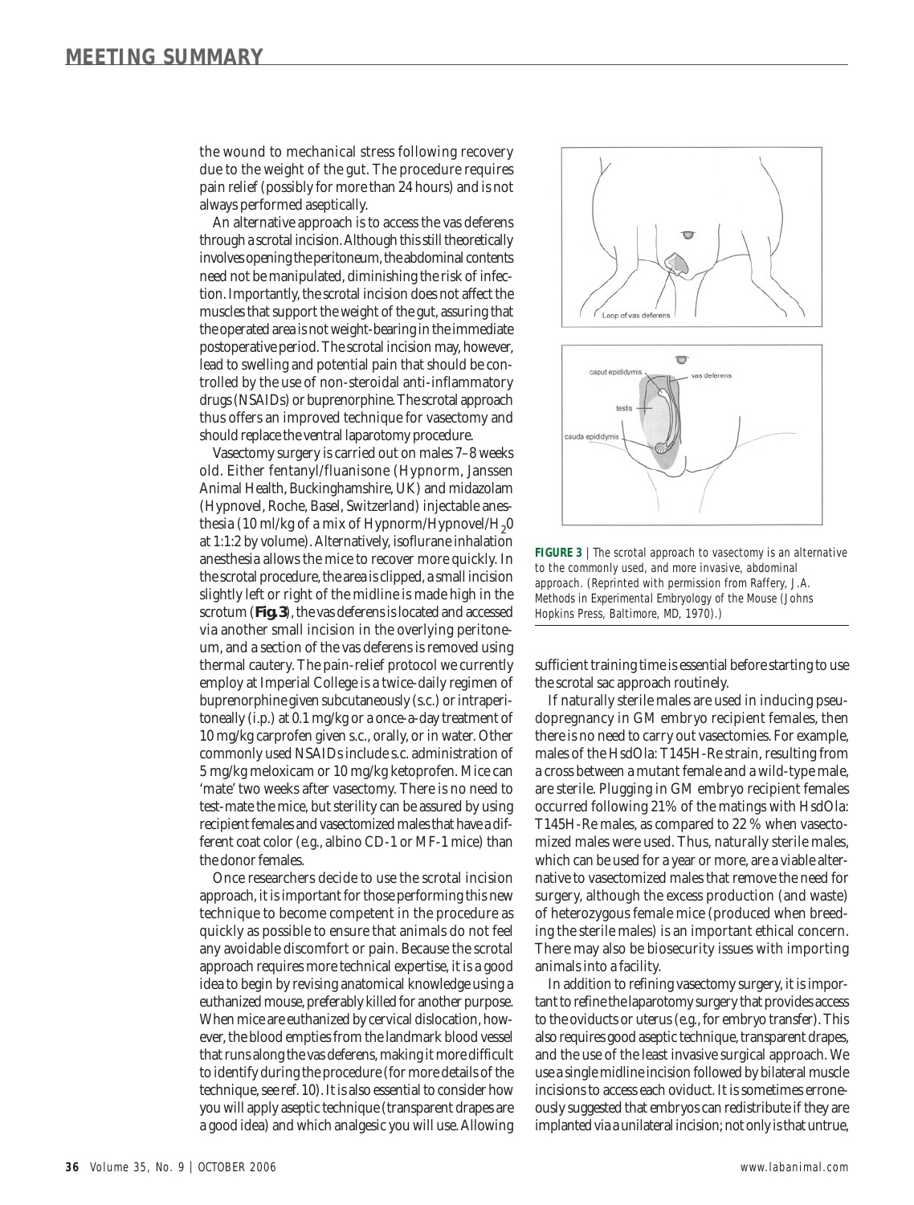the wound to mechanical stress following recovery due to the weight of the gut. The procedure requires pain relief (possibly for more than 24 hours) and is not always performed aseptically.

An alternative approach is to access the vas deferens through a scrotal incision. Although this still theoretically involves opening the peritoneum, the abdominal contents need not be manipulated, diminishing the risk of infection. Importantly, the scrotal incision does not affect the muscles that support the weight of the gut, assuring that the operated area is not weight-bearing in the immediate postoperative period. The scrotal incision may, however, lead to swelling and potential pain that should be controlled by the use of non-steroidal anti-inflammatory drugs (NSAIDs) or buprenorphine. The scrotal approach thus offers an improved technique for vasectomy and should replace the ventral laparotomy procedure.

Vasectomy surgery is carried out on males 7–8 weeks old. Either fentanyl/fluanisone (Hypnorm, Janssen Animal Health, Buckinghamshire, UK) and midazolam (Hypnovel, Roche, Basel, Switzerland) injectable anesthesia (10 ml/kg of a mix of Hypnorm/Hypnovel/$H_2O$ at 1:1:2 by volume). Alternatively, isoflurane inhalation anesthesia allows the mice to recover more quickly. In the scrotal procedure, the area is clipped, a small incision slightly left or right of the midline is made high in the scrotum (**Fig. 3**), the vas deferens is located and accessed via another small incision in the overlying peritoneum, and a section of the vas deferens is removed using thermal cautery. The pain-relief protocol we currently employ at Imperial College is a twice-daily regimen of buprenorphine given subcutaneously (s.c.) or intraperitoneally (i.p.) at 0.1 mg/kg or a once-a-day treatment of 10 mg/kg carprofen given s.c., orally, or in water. Other commonly used NSAIDs include s.c. administration of 5 mg/kg meloxicam or 10 mg/kg ketoprofen. Mice can 'mate' two weeks after vasectomy. There is no need to test-mate the mice, but sterility can be assured by using recipient females and vasectomized males that have a different coat color (e.g., albino CD-1 or MF-1 mice) than the donor females.

Once researchers decide to use the scrotal incision approach, it is important for those performing this new technique to become competent in the procedure as quickly as possible to ensure that animals do not feel any avoidable discomfort or pain. Because the scrotal approach requires more technical expertise, it is a good idea to begin by revising anatomical knowledge using a euthanized mouse, preferably killed for another purpose. When mice are euthanized by cervical dislocation, however, the blood empties from the landmark blood vessel that runs along the vas deferens, making it more difficult to identify during the procedure (for more details of the technique, see ref. 10). It is also essential to consider how you will apply aseptic technique (transparent drapes are a good idea) and which analgesic you will use. Allowing sufficient training time is essential before starting to use the scrotal sac approach routinely.

**FIGURE 3** | The scrotal approach to vasectomy is an alternative to the commonly used, and more invasive, abdominal approach. (Reprinted with permission from Raffery, J.A. Methods in Experimental Embryology of the Mouse (Johns Hopkins Press, Baltimore, MD, 1970).)

If naturally sterile males are used in inducing pseudopregnancy in GM embryo recipient females, then there is no need to carry out vasectomies. For example, males of the HsdOla: T145H-Re strain, resulting from a cross between a mutant female and a wild-type male, are sterile. Plugging in GM embryo recipient females occurred following 21% of the matings with HsdOla: T145H-Re males, as compared to 22 % when vasectomized males were used. Thus, naturally sterile males, which can be used for a year or more, are a viable alternative to vasectomized males that remove the need for surgery, although the excess production (and waste) of heterozygous female mice (produced when breeding the sterile males) is an important ethical concern. There may also be biosecurity issues with importing animals into a facility.

In addition to refining vasectomy surgery, it is important to refine the laparotomy surgery that provides access to the oviducts or uterus (e.g., for embryo transfer). This also requires good aseptic technique, transparent drapes, and the use of the least invasive surgical approach. We use a single midline incision followed by bilateral muscle incisions to access each oviduct. It is sometimes erroneously suggested that embryos can redistribute if they are implanted via a unilateral incision; not only is that untrue,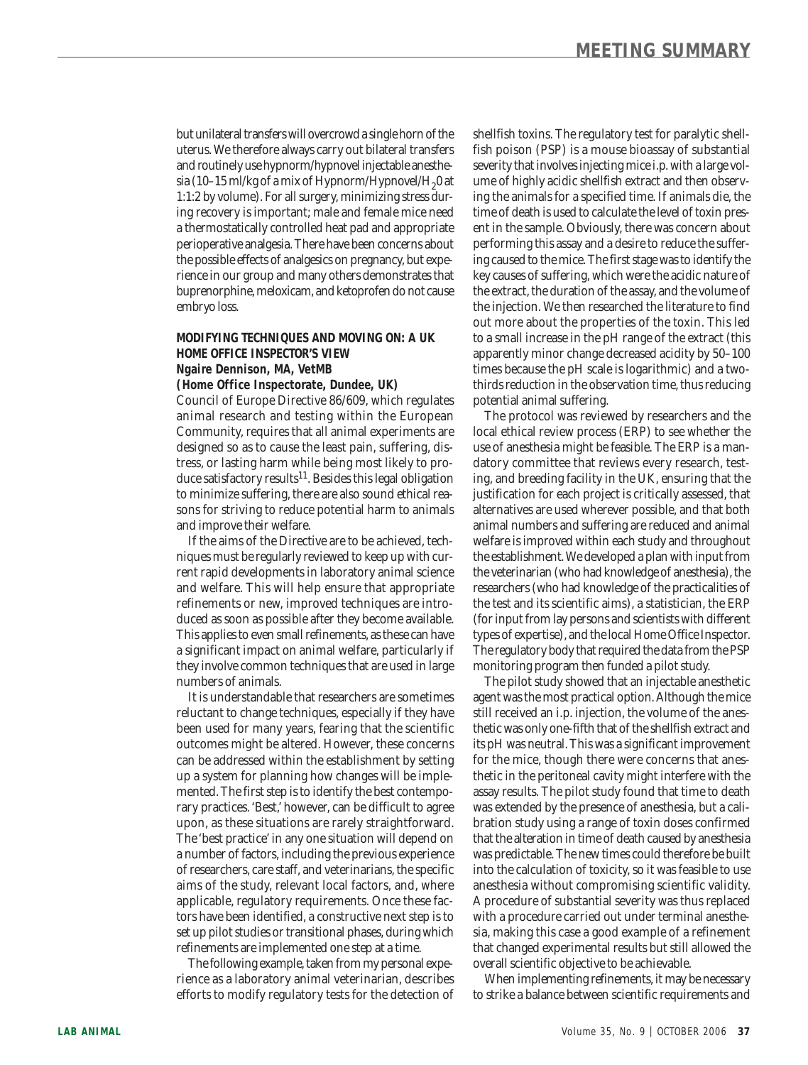but unilateral transfers will overcrowd a single horn of the uterus. We therefore always carry out bilateral transfers and routinely use hypnorm/hypnovel injectable anesthesia (10–15 ml/kg of a mix of Hypnorm/Hypnovel/$H_2O$ at 1:1:2 by volume). For all surgery, minimizing stress during recovery is important; male and female mice need a thermostatically controlled heat pad and appropriate perioperative analgesia. There have been concerns about the possible effects of analgesics on pregnancy, but experience in our group and many others demonstrates that buprenorphine, meloxicam, and ketoprofen do not cause embryo loss.

### MODIFYING TECHNIQUES AND MOVING ON: A UK HOME OFFICE INSPECTOR'S VIEW

**Ngaire Dennison, MA, VetMB**
**(Home Office Inspectorate, Dundee, UK)**

Council of Europe Directive 86/609, which regulates animal research and testing within the European Community, requires that all animal experiments are designed so as to cause the least pain, suffering, distress, or lasting harm while being most likely to produce satisfactory results[11]. Besides this legal obligation to minimize suffering, there are also sound ethical reasons for striving to reduce potential harm to animals and improve their welfare.

If the aims of the Directive are to be achieved, techniques must be regularly reviewed to keep up with current rapid developments in laboratory animal science and welfare. This will help ensure that appropriate refinements or new, improved techniques are introduced as soon as possible after they become available. This applies to even small refinements, as these can have a significant impact on animal welfare, particularly if they involve common techniques that are used in large numbers of animals.

It is understandable that researchers are sometimes reluctant to change techniques, especially if they have been used for many years, fearing that the scientific outcomes might be altered. However, these concerns can be addressed within the establishment by setting up a system for planning how changes will be implemented. The first step is to identify the best contemporary practices. 'Best,' however, can be difficult to agree upon, as these situations are rarely straightforward. The 'best practice' in any one situation will depend on a number of factors, including the previous experience of researchers, care staff, and veterinarians, the specific aims of the study, relevant local factors, and, where applicable, regulatory requirements. Once these factors have been identified, a constructive next step is to set up pilot studies or transitional phases, during which refinements are implemented one step at a time.

The following example, taken from my personal experience as a laboratory animal veterinarian, describes efforts to modify regulatory tests for the detection of shellfish toxins. The regulatory test for paralytic shellfish poison (PSP) is a mouse bioassay of substantial severity that involves injecting mice i.p. with a large volume of highly acidic shellfish extract and then observing the animals for a specified time. If animals die, the time of death is used to calculate the level of toxin present in the sample. Obviously, there was concern about performing this assay and a desire to reduce the suffering caused to the mice. The first stage was to identify the key causes of suffering, which were the acidic nature of the extract, the duration of the assay, and the volume of the injection. We then researched the literature to find out more about the properties of the toxin. This led to a small increase in the pH range of the extract (this apparently minor change decreased acidity by 50–100 times because the pH scale is logarithmic) and a two-thirds reduction in the observation time, thus reducing potential animal suffering.

The protocol was reviewed by researchers and the local ethical review process (ERP) to see whether the use of anesthesia might be feasible. The ERP is a mandatory committee that reviews every research, testing, and breeding facility in the UK, ensuring that the justification for each project is critically assessed, that alternatives are used wherever possible, and that both animal numbers and suffering are reduced and animal welfare is improved within each study and throughout the establishment. We developed a plan with input from the veterinarian (who had knowledge of anesthesia), the researchers (who had knowledge of the practicalities of the test and its scientific aims), a statistician, the ERP (for input from lay persons and scientists with different types of expertise), and the local Home Office Inspector. The regulatory body that required the data from the PSP monitoring program then funded a pilot study.

The pilot study showed that an injectable anesthetic agent was the most practical option. Although the mice still received an i.p. injection, the volume of the anesthetic was only one-fifth that of the shellfish extract and its pH was neutral. This was a significant improvement for the mice, though there were concerns that anesthetic in the peritoneal cavity might interfere with the assay results. The pilot study found that time to death was extended by the presence of anesthesia, but a calibration study using a range of toxin doses confirmed that the alteration in time of death caused by anesthesia was predictable. The new times could therefore be built into the calculation of toxicity, so it was feasible to use anesthesia without compromising scientific validity. A procedure of substantial severity was thus replaced with a procedure carried out under terminal anesthesia, making this case a good example of a refinement that changed experimental results but still allowed the overall scientific objective to be achievable.

When implementing refinements, it may be necessary to strike a balance between scientific requirements and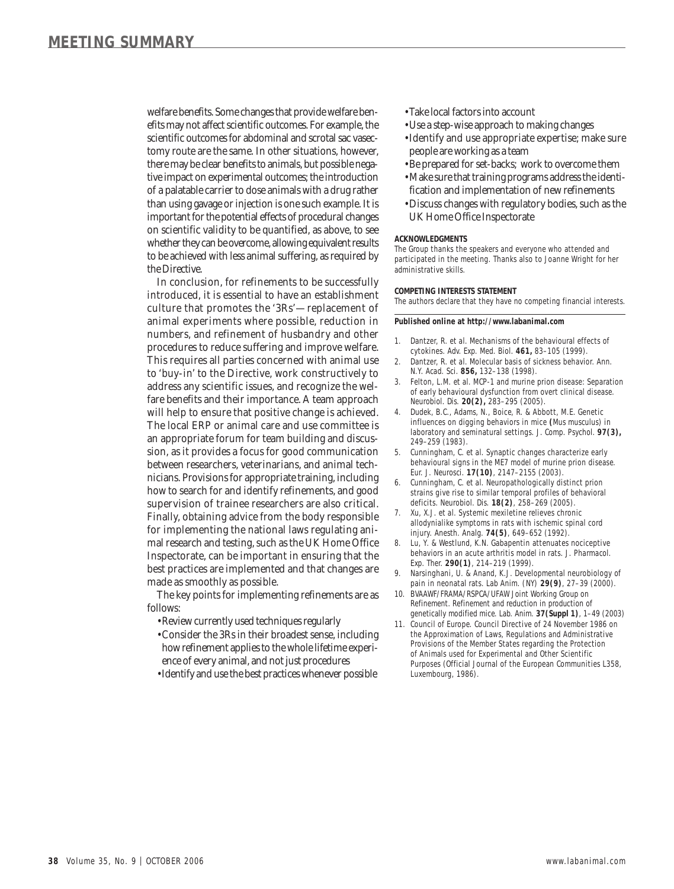welfare benefits. Some changes that provide welfare benefits may not affect scientific outcomes. For example, the scientific outcomes for abdominal and scrotal sac vasectomy route are the same. In other situations, however, there may be clear benefits to animals, but possible negative impact on experimental outcomes; the introduction of a palatable carrier to dose animals with a drug rather than using gavage or injection is one such example. It is important for the potential effects of procedural changes on scientific validity to be quantified, as above, to see whether they can be overcome, allowing equivalent results to be achieved with less animal suffering, as required by the Directive.

In conclusion, for refinements to be successfully introduced, it is essential to have an establishment culture that promotes the '3Rs'—replacement of animal experiments where possible, reduction in numbers, and refinement of husbandry and other procedures to reduce suffering and improve welfare. This requires all parties concerned with animal use to 'buy-in' to the Directive, work constructively to address any scientific issues, and recognize the welfare benefits and their importance. A team approach will help to ensure that positive change is achieved. The local ERP or animal care and use committee is an appropriate forum for team building and discussion, as it provides a focus for good communication between researchers, veterinarians, and animal technicians. Provisions for appropriate training, including how to search for and identify refinements, and good supervision of trainee researchers are also critical. Finally, obtaining advice from the body responsible for implementing the national laws regulating animal research and testing, such as the UK Home Office Inspectorate, can be important in ensuring that the best practices are implemented and that changes are made as smoothly as possible.

The key points for implementing refinements are as follows:

- Review currently used techniques regularly
- Consider the 3Rs in their broadest sense, including how refinement applies to the whole lifetime experience of every animal, and not just procedures
- Identify and use the best practices whenever possible
- Take local factors into account
- Use a step-wise approach to making changes
- Identify and use appropriate expertise; make sure people are working as a team
- Be prepared for set-backs; work to overcome them
- Make sure that training programs address the identification and implementation of new refinements
- Discuss changes with regulatory bodies, such as the UK Home Office Inspectorate

**ACKNOWLEDGMENTS**

The Group thanks the speakers and everyone who attended and participated in the meeting. Thanks also to Joanne Wright for her administrative skills.

**COMPETING INTERESTS STATEMENT**

The authors declare that they have no competing financial interests.

**Published online at http://www.labanimal.com**

1. Dantzer, R. et al. Mechanisms of the behavioural effects of cytokines. Adv. Exp. Med. Biol. **461,** 83–105 (1999).
2. Dantzer, R. et al. Molecular basis of sickness behavior. Ann. N.Y. Acad. Sci. **856,** 132–138 (1998).
3. Felton, L.M. et al. MCP-1 and murine prion disease: Separation of early behavioural dysfunction from overt clinical disease. Neurobiol. Dis. **20(2),** 283–295 (2005).
4. Dudek, B.C., Adams, N., Boice, R. & Abbott, M.E. Genetic influences on digging behaviors in mice (*Mus musculus*) in laboratory and seminatural settings. J. Comp. Psychol. **97(3),** 249–259 (1983).
5. Cunningham, C. et al. Synaptic changes characterize early behavioural signs in the ME7 model of murine prion disease. Eur. J. Neurosci. **17(10)**, 2147–2155 (2003).
6. Cunningham, C. et al. Neuropathologically distinct prion strains give rise to similar temporal profiles of behavioral deficits. Neurobiol. Dis. **18(2)**, 258–269 (2005).
7. Xu, X.J. et al. Systemic mexiletine relieves chronic allodynialike symptoms in rats with ischemic spinal cord injury. Anesth. Analg. **74(5)**, 649–652 (1992).
8. Lu, Y. & Westlund, K.N. Gabapentin attenuates nociceptive behaviors in an acute arthritis model in rats. J. Pharmacol. Exp. Ther. **290(1)**, 214–219 (1999).
9. Narsinghani, U. & Anand, K.J. Developmental neurobiology of pain in neonatal rats. Lab Anim. (NY) **29(9)**, 27–39 (2000).
10. BVAAWF/FRAMA/RSPCA/UFAW Joint Working Group on Refinement. Refinement and reduction in production of genetically modified mice. Lab. Anim. **37(Suppl 1)**, 1–49 (2003)
11. Council of Europe. Council Directive of 24 November 1986 on the Approximation of Laws, Regulations and Administrative Provisions of the Member States regarding the Protection of Animals used for Experimental and Other Scientific Purposes (Official Journal of the European Communities L358, Luxembourg, 1986).